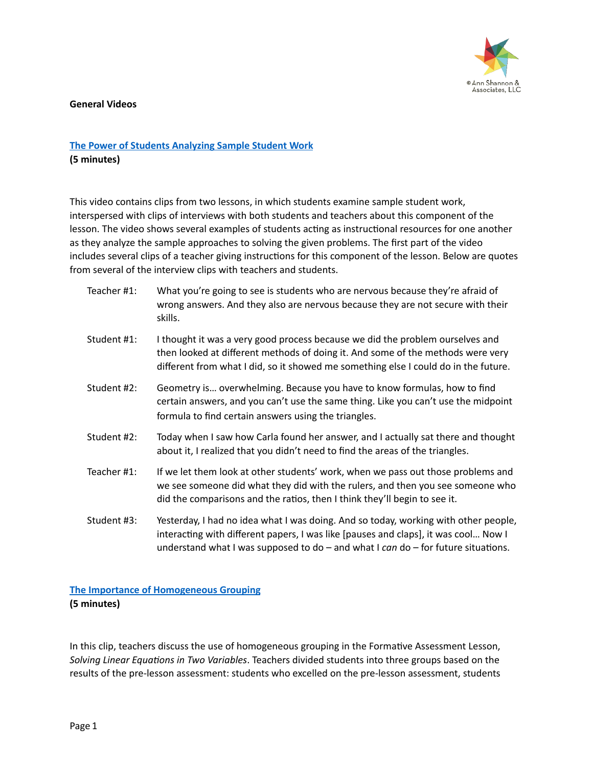**General Videos**

**The Power of Students Analyzing Sample Student Work**
**(5 minutes)**

This video contains clips from two lessons, in which students examine sample student work, interspersed with clips of interviews with both students and teachers about this component of the lesson. The video shows several examples of students acting as instructional resources for one another as they analyze the sample approaches to solving the given problems. The first part of the video includes several clips of a teacher giving instructions for this component of the lesson. Below are quotes from several of the interview clips with teachers and students.

| | |
|---|---|
| Teacher #1: | What you're going to see is students who are nervous because they're afraid of wrong answers. And they also are nervous because they are not secure with their skills. |
| Student #1: | I thought it was a very good process because we did the problem ourselves and then looked at different methods of doing it. And some of the methods were very different from what I did, so it showed me something else I could do in the future. |
| Student #2: | Geometry is… overwhelming. Because you have to know formulas, how to find certain answers, and you can't use the same thing. Like you can't use the midpoint formula to find certain answers using the triangles. |
| Student #2: | Today when I saw how Carla found her answer, and I actually sat there and thought about it, I realized that you didn't need to find the areas of the triangles. |
| Teacher #1: | If we let them look at other students' work, when we pass out those problems and we see someone did what they did with the rulers, and then you see someone who did the comparisons and the ratios, then I think they'll begin to see it. |
| Student #3: | Yesterday, I had no idea what I was doing. And so today, working with other people, interacting with different papers, I was like [pauses and claps], it was cool… Now I understand what I was supposed to do – and what I *can* do – for future situations. |

**The Importance of Homogeneous Grouping**
**(5 minutes)**

In this clip, teachers discuss the use of homogeneous grouping in the Formative Assessment Lesson, *Solving Linear Equations in Two Variables*. Teachers divided students into three groups based on the results of the pre-lesson assessment: students who excelled on the pre-lesson assessment, students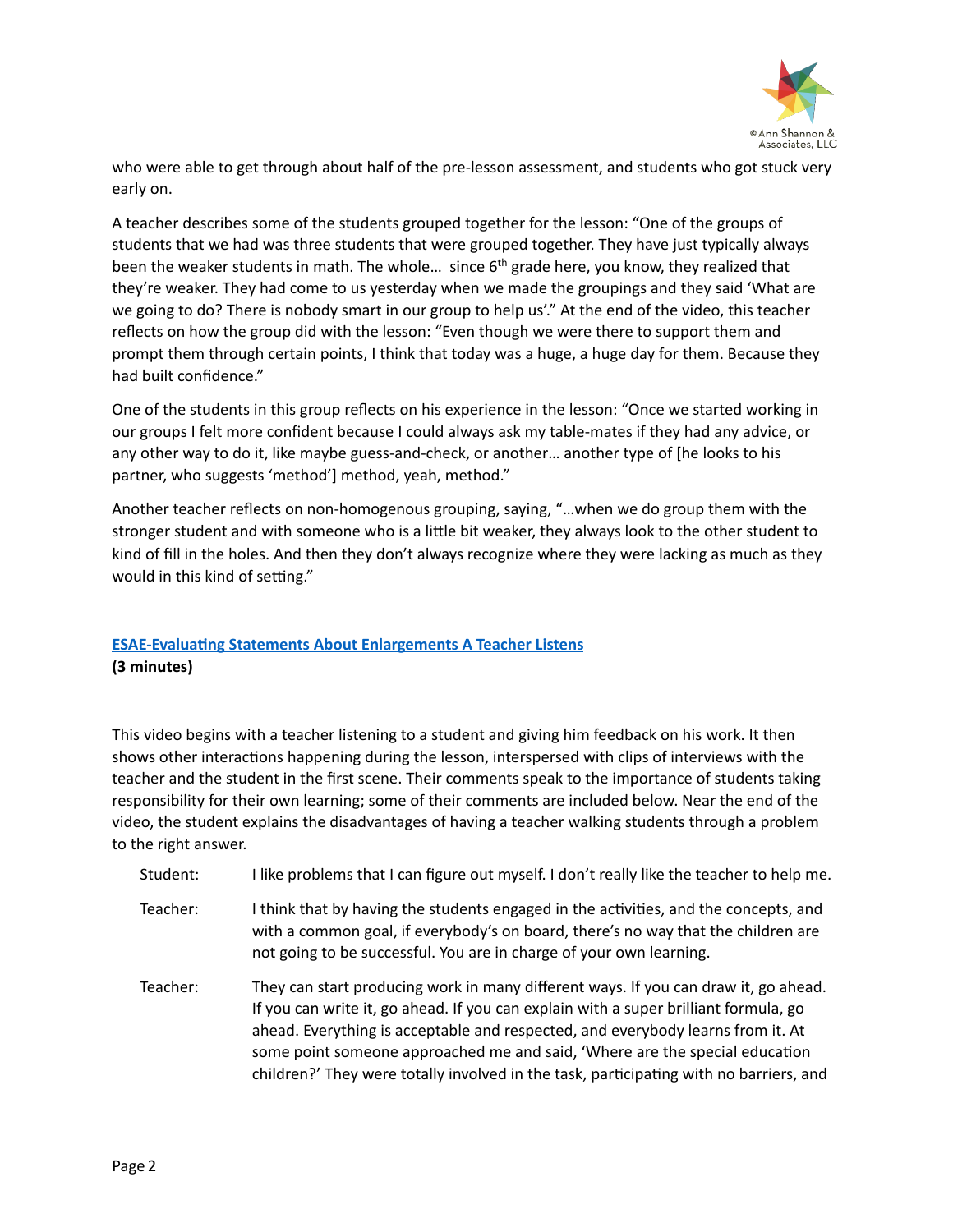who were able to get through about half of the pre-lesson assessment, and students who got stuck very early on.

A teacher describes some of the students grouped together for the lesson: "One of the groups of students that we had was three students that were grouped together. They have just typically always been the weaker students in math. The whole... since 6th grade here, you know, they realized that they're weaker. They had come to us yesterday when we made the groupings and they said 'What are we going to do? There is nobody smart in our group to help us'." At the end of the video, this teacher reflects on how the group did with the lesson: "Even though we were there to support them and prompt them through certain points, I think that today was a huge, a huge day for them. Because they had built confidence."

One of the students in this group reflects on his experience in the lesson: "Once we started working in our groups I felt more confident because I could always ask my table-mates if they had any advice, or any other way to do it, like maybe guess-and-check, or another... another type of [he looks to his partner, who suggests 'method'] method, yeah, method."

Another teacher reflects on non-homogenous grouping, saying, "...when we do group them with the stronger student and with someone who is a little bit weaker, they always look to the other student to kind of fill in the holes. And then they don't always recognize where they were lacking as much as they would in this kind of setting."

**ESAE-Evaluating Statements About Enlargements A Teacher Listens**
**(3 minutes)**

This video begins with a teacher listening to a student and giving him feedback on his work. It then shows other interactions happening during the lesson, interspersed with clips of interviews with the teacher and the student in the first scene. Their comments speak to the importance of students taking responsibility for their own learning; some of their comments are included below. Near the end of the video, the student explains the disadvantages of having a teacher walking students through a problem to the right answer.

Student: I like problems that I can figure out myself. I don't really like the teacher to help me.

Teacher: I think that by having the students engaged in the activities, and the concepts, and with a common goal, if everybody's on board, there's no way that the children are not going to be successful. You are in charge of your own learning.

Teacher: They can start producing work in many different ways. If you can draw it, go ahead. If you can write it, go ahead. If you can explain with a super brilliant formula, go ahead. Everything is acceptable and respected, and everybody learns from it. At some point someone approached me and said, 'Where are the special education children?' They were totally involved in the task, participating with no barriers, and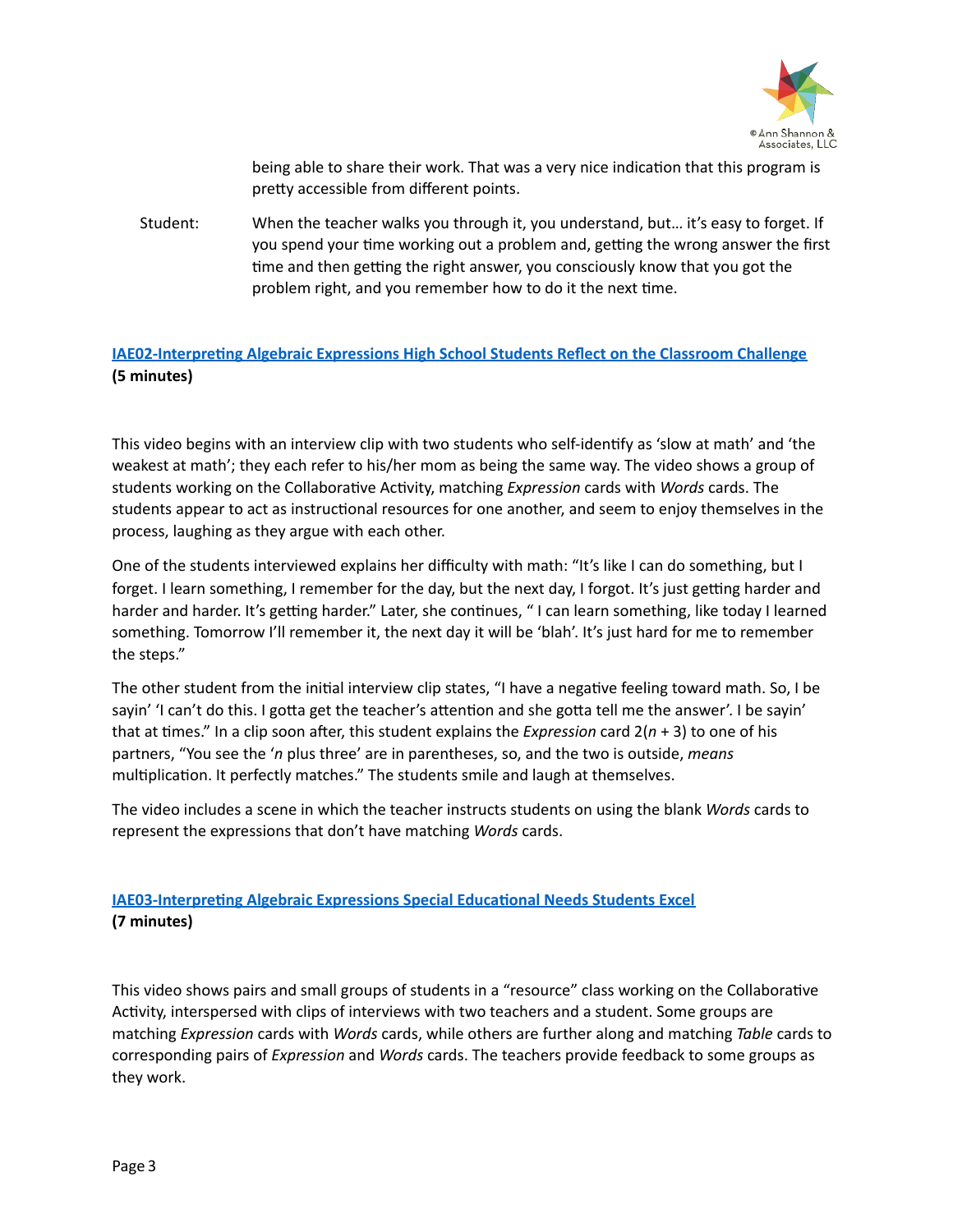being able to share their work. That was a very nice indication that this program is pretty accessible from different points.

Student: When the teacher walks you through it, you understand, but… it's easy to forget. If you spend your time working out a problem and, getting the wrong answer the first time and then getting the right answer, you consciously know that you got the problem right, and you remember how to do it the next time.

**[IAE02-Interpreting Algebraic Expressions High School Students Reflect on the Classroom Challenge](#)**
**(5 minutes)**

This video begins with an interview clip with two students who self-identify as 'slow at math' and 'the weakest at math'; they each refer to his/her mom as being the same way. The video shows a group of students working on the Collaborative Activity, matching *Expression* cards with *Words* cards. The students appear to act as instructional resources for one another, and seem to enjoy themselves in the process, laughing as they argue with each other.

One of the students interviewed explains her difficulty with math: "It's like I can do something, but I forget. I learn something, I remember for the day, but the next day, I forgot. It's just getting harder and harder and harder. It's getting harder." Later, she continues, " I can learn something, like today I learned something. Tomorrow I'll remember it, the next day it will be 'blah'. It's just hard for me to remember the steps."

The other student from the initial interview clip states, "I have a negative feeling toward math. So, I be sayin' 'I can't do this. I gotta get the teacher's attention and she gotta tell me the answer'. I be sayin' that at times." In a clip soon after, this student explains the *Expression* card $2(n + 3)$ to one of his partners, "You see the '*n* plus three' are in parentheses, so, and the two is outside, *means* multiplication. It perfectly matches." The students smile and laugh at themselves.

The video includes a scene in which the teacher instructs students on using the blank *Words* cards to represent the expressions that don't have matching *Words* cards.

**[IAE03-Interpreting Algebraic Expressions Special Educational Needs Students Excel](#)**
**(7 minutes)**

This video shows pairs and small groups of students in a "resource" class working on the Collaborative Activity, interspersed with clips of interviews with two teachers and a student. Some groups are matching *Expression* cards with *Words* cards, while others are further along and matching *Table* cards to corresponding pairs of *Expression* and *Words* cards. The teachers provide feedback to some groups as they work.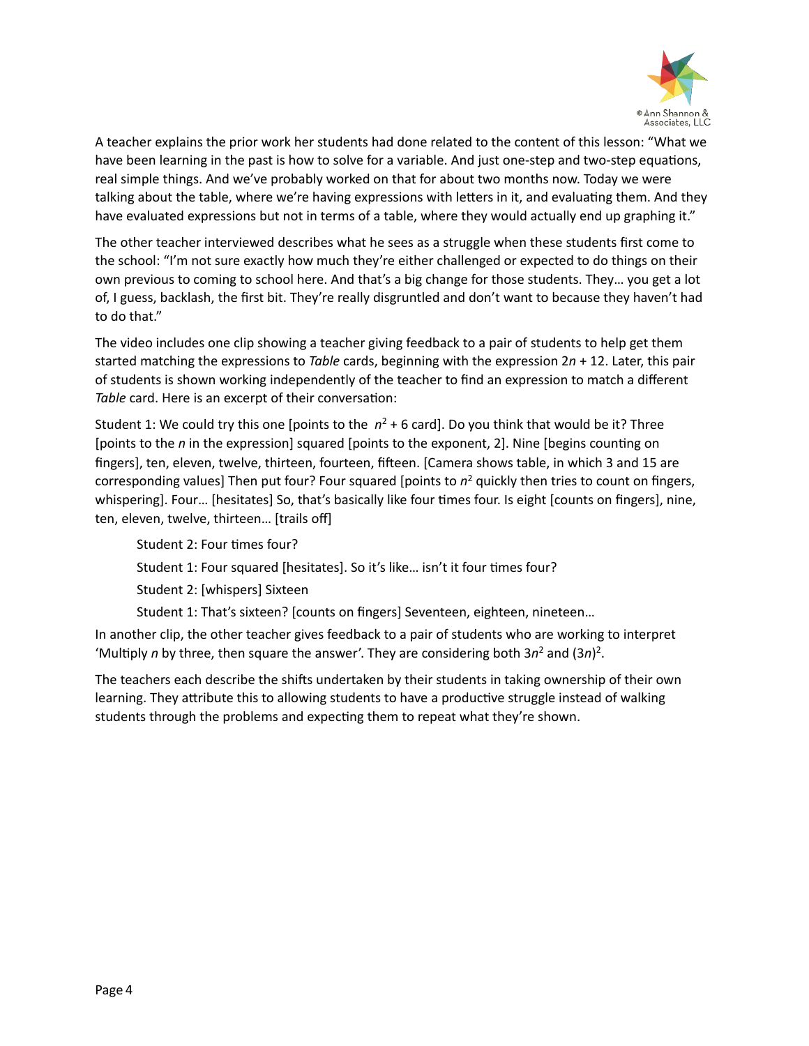A teacher explains the prior work her students had done related to the content of this lesson: “What we have been learning in the past is how to solve for a variable. And just one-step and two-step equations, real simple things. And we’ve probably worked on that for about two months now. Today we were talking about the table, where we’re having expressions with letters in it, and evaluating them. And they have evaluated expressions but not in terms of a table, where they would actually end up graphing it.”

The other teacher interviewed describes what he sees as a struggle when these students first come to the school: “I’m not sure exactly how much they’re either challenged or expected to do things on their own previous to coming to school here. And that’s a big change for those students. They… you get a lot of, I guess, backlash, the first bit. They’re really disgruntled and don’t want to because they haven’t had to do that.”

The video includes one clip showing a teacher giving feedback to a pair of students to help get them started matching the expressions to *Table* cards, beginning with the expression $2n + 12$. Later, this pair of students is shown working independently of the teacher to find an expression to match a different *Table* card. Here is an excerpt of their conversation:

Student 1: We could try this one [points to the $n^2 + 6$ card]. Do you think that would be it? Three [points to the $n$ in the expression] squared [points to the exponent, 2]. Nine [begins counting on fingers], ten, eleven, twelve, thirteen, fourteen, fifteen. [Camera shows table, in which 3 and 15 are corresponding values] Then put four? Four squared [points to $n^2$ quickly then tries to count on fingers, whispering]. Four… [hesitates] So, that’s basically like four times four. Is eight [counts on fingers], nine, ten, eleven, twelve, thirteen… [trails off]

> Student 2: Four times four?
>
> Student 1: Four squared [hesitates]. So it’s like… isn’t it four times four?
>
> Student 2: [whispers] Sixteen
>
> Student 1: That’s sixteen? [counts on fingers] Seventeen, eighteen, nineteen…

In another clip, the other teacher gives feedback to a pair of students who are working to interpret ‘Multiply $n$ by three, then square the answer’. They are considering both $3n^2$ and $(3n)^2$.

The teachers each describe the shifts undertaken by their students in taking ownership of their own learning. They attribute this to allowing students to have a productive struggle instead of walking students through the problems and expecting them to repeat what they’re shown.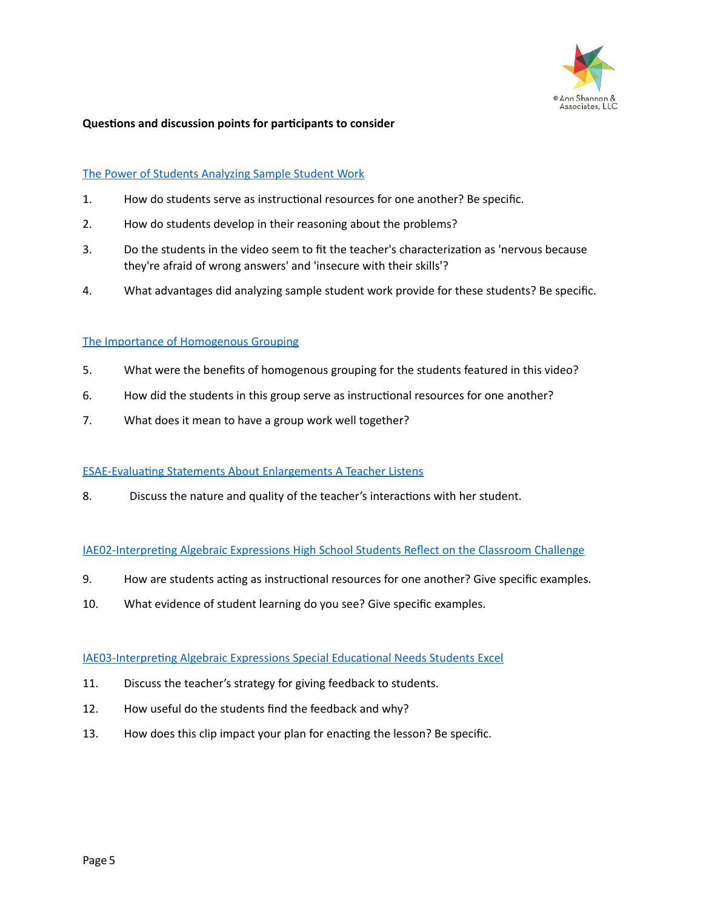**Questions and discussion points for participants to consider**

[The Power of Students Analyzing Sample Student Work]

1. How do students serve as instructional resources for one another? Be specific.
2. How do students develop in their reasoning about the problems?
3. Do the students in the video seem to fit the teacher's characterization as 'nervous because they're afraid of wrong answers' and 'insecure with their skills'?
4. What advantages did analyzing sample student work provide for these students? Be specific.

[The Importance of Homogenous Grouping]

5. What were the benefits of homogenous grouping for the students featured in this video?
6. How did the students in this group serve as instructional resources for one another?
7. What does it mean to have a group work well together?

[ESAE-Evaluating Statements About Enlargements A Teacher Listens]

8. Discuss the nature and quality of the teacher's interactions with her student.

[IAE02-Interpreting Algebraic Expressions High School Students Reflect on the Classroom Challenge]

9. How are students acting as instructional resources for one another? Give specific examples.
10. What evidence of student learning do you see? Give specific examples.

[IAE03-Interpreting Algebraic Expressions Special Educational Needs Students Excel]

11. Discuss the teacher's strategy for giving feedback to students.
12. How useful do the students find the feedback and why?
13. How does this clip impact your plan for enacting the lesson? Be specific.